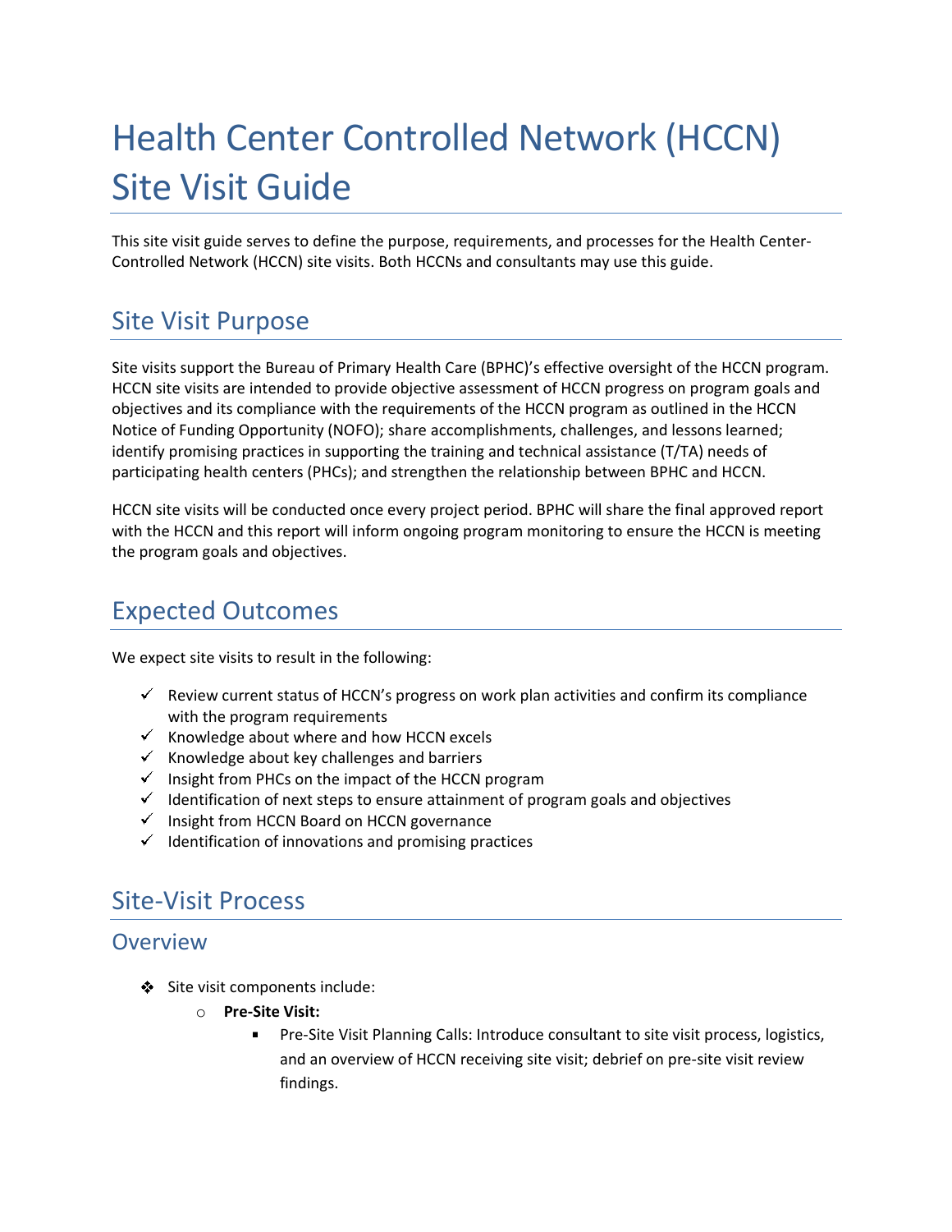# Health Center Controlled Network (HCCN) Site Visit Guide

This site visit guide serves to define the purpose, requirements, and processes for the Health Center-Controlled Network (HCCN) site visits. Both HCCNs and consultants may use this guide.

## Site Visit Purpose

Site visits support the Bureau of Primary Health Care (BPHC)'s effective oversight of the HCCN program. HCCN site visits are intended to provide objective assessment of HCCN progress on program goals and objectives and its compliance with the requirements of the HCCN program as outlined in the HCCN Notice of Funding Opportunity (NOFO); share accomplishments, challenges, and lessons learned; identify promising practices in supporting the training and technical assistance (T/TA) needs of participating health centers (PHCs); and strengthen the relationship between BPHC and HCCN.

HCCN site visits will be conducted once every project period. BPHC will share the final approved report with the HCCN and this report will inform ongoing program monitoring to ensure the HCCN is meeting the program goals and objectives.

## Expected Outcomes

We expect site visits to result in the following:

- ✓ Review current status of HCCN's progress on work plan activities and confirm its compliance with the program requirements
- ✓ Knowledge about where and how HCCN excels
- ✓ Knowledge about key challenges and barriers
- ✓ Insight from PHCs on the impact of the HCCN program
- ✓ Identification of next steps to ensure attainment of program goals and objectives
- ✓ Insight from HCCN Board on HCCN governance
- ✓ Identification of innovations and promising practices

## Site-Visit Process

### Overview

- Site visit components include:
  - **Pre-Site Visit:**
    - Pre-Site Visit Planning Calls: Introduce consultant to site visit process, logistics, and an overview of HCCN receiving site visit; debrief on pre-site visit review findings.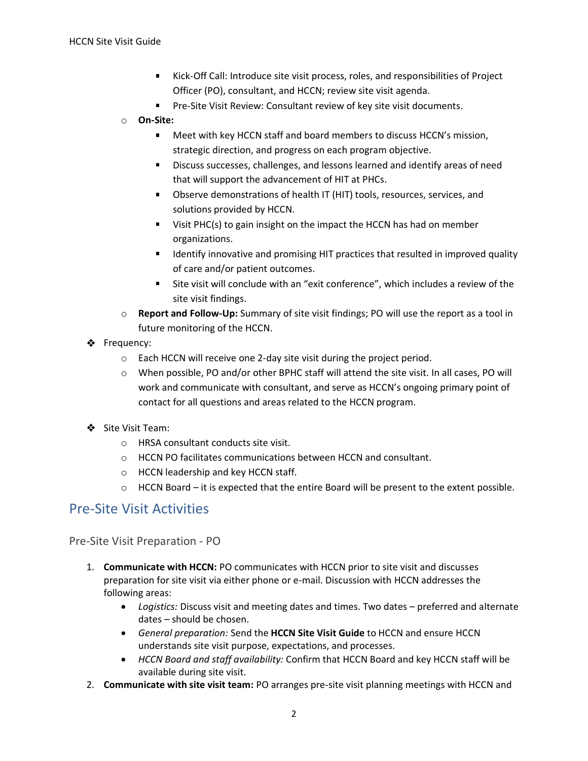- Kick-Off Call: Introduce site visit process, roles, and responsibilities of Project Officer (PO), consultant, and HCCN; review site visit agenda.
        - Pre-Site Visit Review: Consultant review of key site visit documents.
    - **On-Site:**
        - Meet with key HCCN staff and board members to discuss HCCN's mission, strategic direction, and progress on each program objective.
        - Discuss successes, challenges, and lessons learned and identify areas of need that will support the advancement of HIT at PHCs.
        - Observe demonstrations of health IT (HIT) tools, resources, services, and solutions provided by HCCN.
        - Visit PHC(s) to gain insight on the impact the HCCN has had on member organizations.
        - Identify innovative and promising HIT practices that resulted in improved quality of care and/or patient outcomes.
        - Site visit will conclude with an "exit conference", which includes a review of the site visit findings.
    - **Report and Follow-Up:** Summary of site visit findings; PO will use the report as a tool in future monitoring of the HCCN.
- Frequency:
    - Each HCCN will receive one 2-day site visit during the project period.
    - When possible, PO and/or other BPHC staff will attend the site visit. In all cases, PO will work and communicate with consultant, and serve as HCCN's ongoing primary point of contact for all questions and areas related to the HCCN program.
- Site Visit Team:
    - HRSA consultant conducts site visit.
    - HCCN PO facilitates communications between HCCN and consultant.
    - HCCN leadership and key HCCN staff.
    - HCCN Board – it is expected that the entire Board will be present to the extent possible.

## Pre-Site Visit Activities

### Pre-Site Visit Preparation - PO

1. **Communicate with HCCN:** PO communicates with HCCN prior to site visit and discusses preparation for site visit via either phone or e-mail. Discussion with HCCN addresses the following areas:
    - *Logistics:* Discuss visit and meeting dates and times. Two dates – preferred and alternate dates – should be chosen.
    - *General preparation:* Send the **HCCN Site Visit Guide** to HCCN and ensure HCCN understands site visit purpose, expectations, and processes.
    - *HCCN Board and staff availability:* Confirm that HCCN Board and key HCCN staff will be available during site visit.
2. **Communicate with site visit team:** PO arranges pre-site visit planning meetings with HCCN and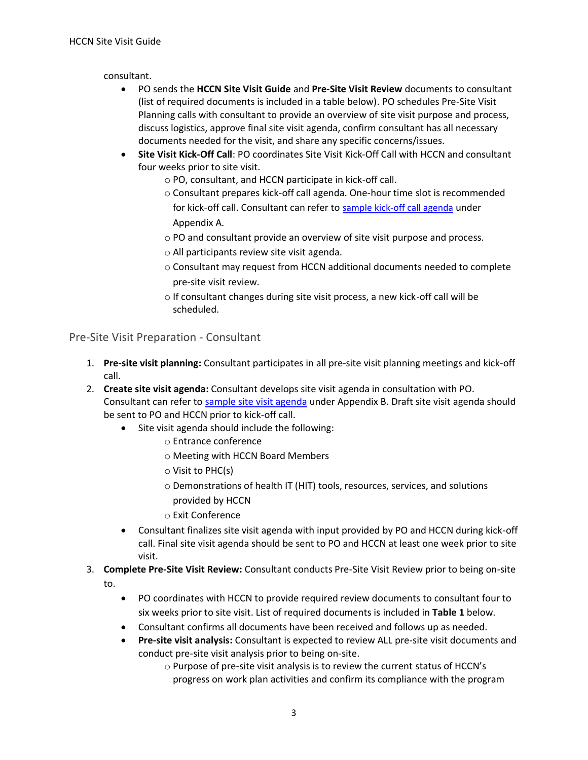consultant.

- PO sends the **HCCN Site Visit Guide** and **Pre-Site Visit Review** documents to consultant (list of required documents is included in a table below). PO schedules Pre-Site Visit Planning calls with consultant to provide an overview of site visit purpose and process, discuss logistics, approve final site visit agenda, confirm consultant has all necessary documents needed for the visit, and share any specific concerns/issues.
- **Site Visit Kick-Off Call**: PO coordinates Site Visit Kick-Off Call with HCCN and consultant four weeks prior to site visit.
  - PO, consultant, and HCCN participate in kick-off call.
  - Consultant prepares kick-off call agenda. One-hour time slot is recommended for kick-off call. Consultant can refer to [sample kick-off call agenda] under Appendix A.
  - PO and consultant provide an overview of site visit purpose and process.
  - All participants review site visit agenda.
  - Consultant may request from HCCN additional documents needed to complete pre-site visit review.
  - If consultant changes during site visit process, a new kick-off call will be scheduled.

## Pre-Site Visit Preparation - Consultant

1. **Pre-site visit planning:** Consultant participates in all pre-site visit planning meetings and kick-off call.
2. **Create site visit agenda:** Consultant develops site visit agenda in consultation with PO. Consultant can refer to [sample site visit agenda] under Appendix B. Draft site visit agenda should be sent to PO and HCCN prior to kick-off call.
   - Site visit agenda should include the following:
     - Entrance conference
     - Meeting with HCCN Board Members
     - Visit to PHC(s)
     - Demonstrations of health IT (HIT) tools, resources, services, and solutions provided by HCCN
     - Exit Conference
   - Consultant finalizes site visit agenda with input provided by PO and HCCN during kick-off call. Final site visit agenda should be sent to PO and HCCN at least one week prior to site visit.
3. **Complete Pre-Site Visit Review:** Consultant conducts Pre-Site Visit Review prior to being on-site to.
   - PO coordinates with HCCN to provide required review documents to consultant four to six weeks prior to site visit. List of required documents is included in **Table 1** below.
   - Consultant confirms all documents have been received and follows up as needed.
   - **Pre-site visit analysis:** Consultant is expected to review ALL pre-site visit documents and conduct pre-site visit analysis prior to being on-site.
     - Purpose of pre-site visit analysis is to review the current status of HCCN's progress on work plan activities and confirm its compliance with the program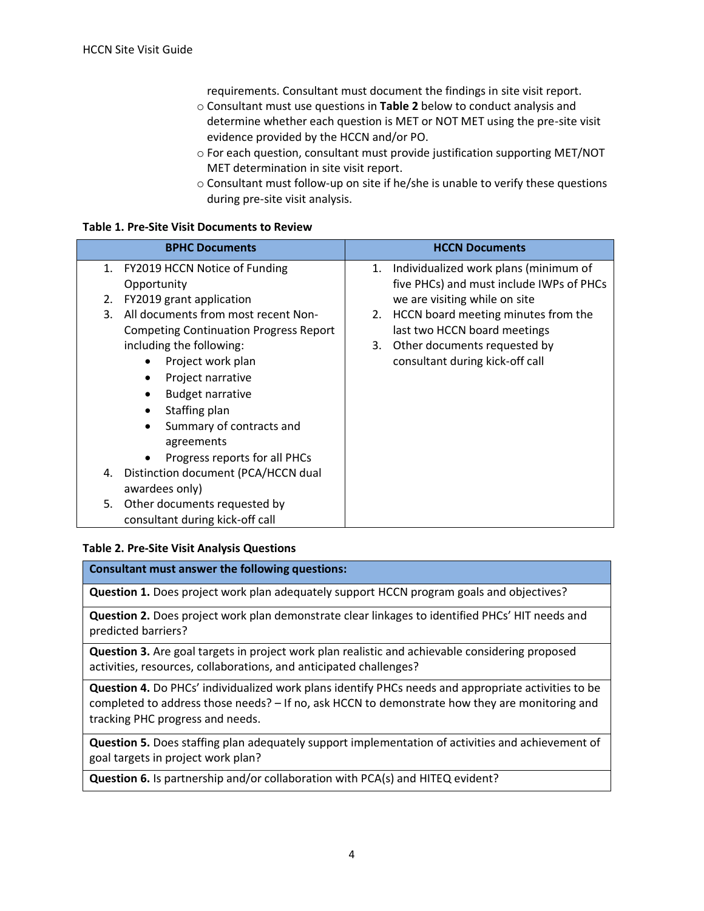requirements. Consultant must document the findings in site visit report.

- Consultant must use questions in **Table 2** below to conduct analysis and determine whether each question is MET or NOT MET using the pre-site visit evidence provided by the HCCN and/or PO.
- For each question, consultant must provide justification supporting MET/NOT MET determination in site visit report.
- Consultant must follow-up on site if he/she is unable to verify these questions during pre-site visit analysis.

**Table 1. Pre-Site Visit Documents to Review**

| BPHC Documents | HCCN Documents |
|---|---|
| 1. FY2019 HCCN Notice of Funding Opportunity<br>2. FY2019 grant application<br>3. All documents from most recent Non-Competing Continuation Progress Report including the following:<br>• Project work plan<br>• Project narrative<br>• Budget narrative<br>• Staffing plan<br>• Summary of contracts and agreements<br>• Progress reports for all PHCs<br>4. Distinction document (PCA/HCCN dual awardees only)<br>5. Other documents requested by consultant during kick-off call | 1. Individualized work plans (minimum of five PHCs) and must include IWPs of PHCs we are visiting while on site<br>2. HCCN board meeting minutes from the last two HCCN board meetings<br>3. Other documents requested by consultant during kick-off call |

**Table 2. Pre-Site Visit Analysis Questions**

| Consultant must answer the following questions: |
|---|
| **Question 1.** Does project work plan adequately support HCCN program goals and objectives? |
| **Question 2.** Does project work plan demonstrate clear linkages to identified PHCs' HIT needs and predicted barriers? |
| **Question 3.** Are goal targets in project work plan realistic and achievable considering proposed activities, resources, collaborations, and anticipated challenges? |
| **Question 4.** Do PHCs' individualized work plans identify PHCs needs and appropriate activities to be completed to address those needs? – If no, ask HCCN to demonstrate how they are monitoring and tracking PHC progress and needs. |
| **Question 5.** Does staffing plan adequately support implementation of activities and achievement of goal targets in project work plan? |
| **Question 6.** Is partnership and/or collaboration with PCA(s) and HITEQ evident? |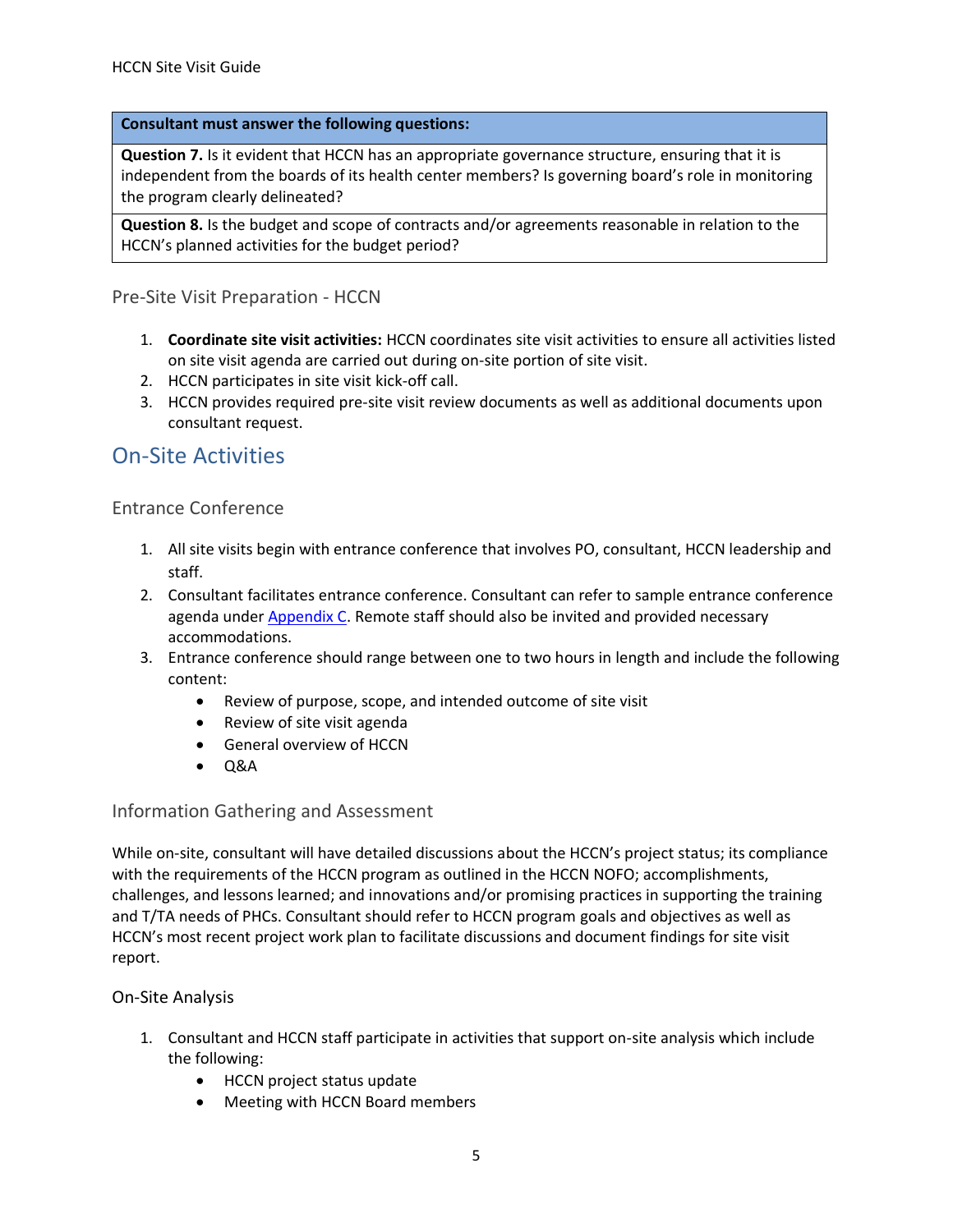| Consultant must answer the following questions: |
|---|
| **Question 7.** Is it evident that HCCN has an appropriate governance structure, ensuring that it is independent from the boards of its health center members? Is governing board's role in monitoring the program clearly delineated? |
| **Question 8.** Is the budget and scope of contracts and/or agreements reasonable in relation to the HCCN's planned activities for the budget period? |

### Pre-Site Visit Preparation - HCCN

1. **Coordinate site visit activities:** HCCN coordinates site visit activities to ensure all activities listed on site visit agenda are carried out during on-site portion of site visit.
2. HCCN participates in site visit kick-off call.
3. HCCN provides required pre-site visit review documents as well as additional documents upon consultant request.

## On-Site Activities

### Entrance Conference

1. All site visits begin with entrance conference that involves PO, consultant, HCCN leadership and staff.
2. Consultant facilitates entrance conference. Consultant can refer to sample entrance conference agenda under Appendix C. Remote staff should also be invited and provided necessary accommodations.
3. Entrance conference should range between one to two hours in length and include the following content:
   - Review of purpose, scope, and intended outcome of site visit
   - Review of site visit agenda
   - General overview of HCCN
   - Q&A

### Information Gathering and Assessment

While on-site, consultant will have detailed discussions about the HCCN's project status; its compliance with the requirements of the HCCN program as outlined in the HCCN NOFO; accomplishments, challenges, and lessons learned; and innovations and/or promising practices in supporting the training and T/TA needs of PHCs. Consultant should refer to HCCN program goals and objectives as well as HCCN's most recent project work plan to facilitate discussions and document findings for site visit report.

#### On-Site Analysis

1. Consultant and HCCN staff participate in activities that support on-site analysis which include the following:
   - HCCN project status update
   - Meeting with HCCN Board members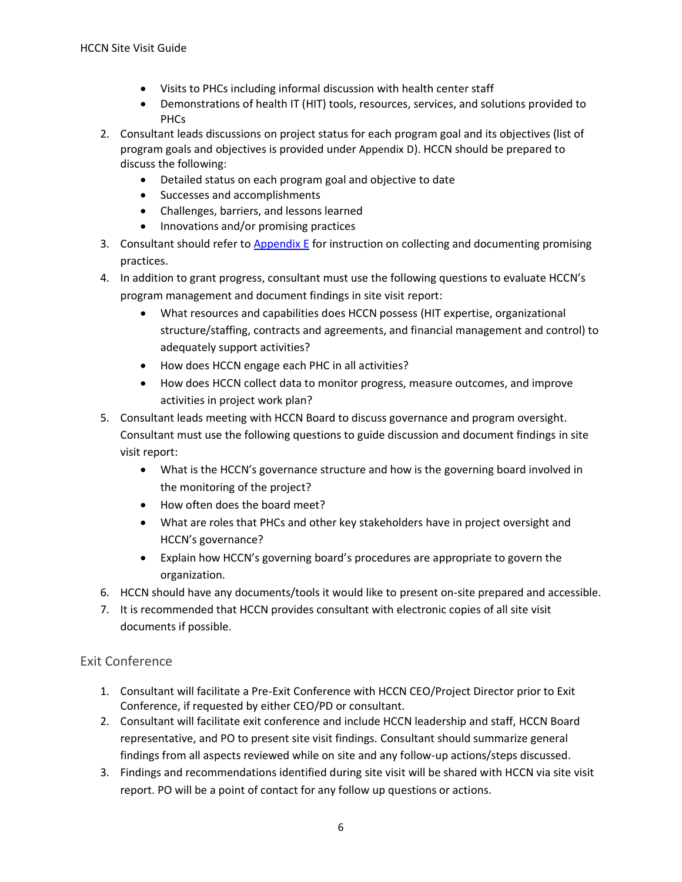- Visits to PHCs including informal discussion with health center staff
- Demonstrations of health IT (HIT) tools, resources, services, and solutions provided to PHCs

2. Consultant leads discussions on project status for each program goal and its objectives (list of program goals and objectives is provided under Appendix D). HCCN should be prepared to discuss the following:
   - Detailed status on each program goal and objective to date
   - Successes and accomplishments
   - Challenges, barriers, and lessons learned
   - Innovations and/or promising practices
3. Consultant should refer to Appendix E for instruction on collecting and documenting promising practices.
4. In addition to grant progress, consultant must use the following questions to evaluate HCCN's program management and document findings in site visit report:
   - What resources and capabilities does HCCN possess (HIT expertise, organizational structure/staffing, contracts and agreements, and financial management and control) to adequately support activities?
   - How does HCCN engage each PHC in all activities?
   - How does HCCN collect data to monitor progress, measure outcomes, and improve activities in project work plan?
5. Consultant leads meeting with HCCN Board to discuss governance and program oversight. Consultant must use the following questions to guide discussion and document findings in site visit report:
   - What is the HCCN's governance structure and how is the governing board involved in the monitoring of the project?
   - How often does the board meet?
   - What are roles that PHCs and other key stakeholders have in project oversight and HCCN's governance?
   - Explain how HCCN's governing board's procedures are appropriate to govern the organization.
6. HCCN should have any documents/tools it would like to present on-site prepared and accessible.
7. It is recommended that HCCN provides consultant with electronic copies of all site visit documents if possible.

## Exit Conference

1. Consultant will facilitate a Pre-Exit Conference with HCCN CEO/Project Director prior to Exit Conference, if requested by either CEO/PD or consultant.
2. Consultant will facilitate exit conference and include HCCN leadership and staff, HCCN Board representative, and PO to present site visit findings. Consultant should summarize general findings from all aspects reviewed while on site and any follow-up actions/steps discussed.
3. Findings and recommendations identified during site visit will be shared with HCCN via site visit report. PO will be a point of contact for any follow up questions or actions.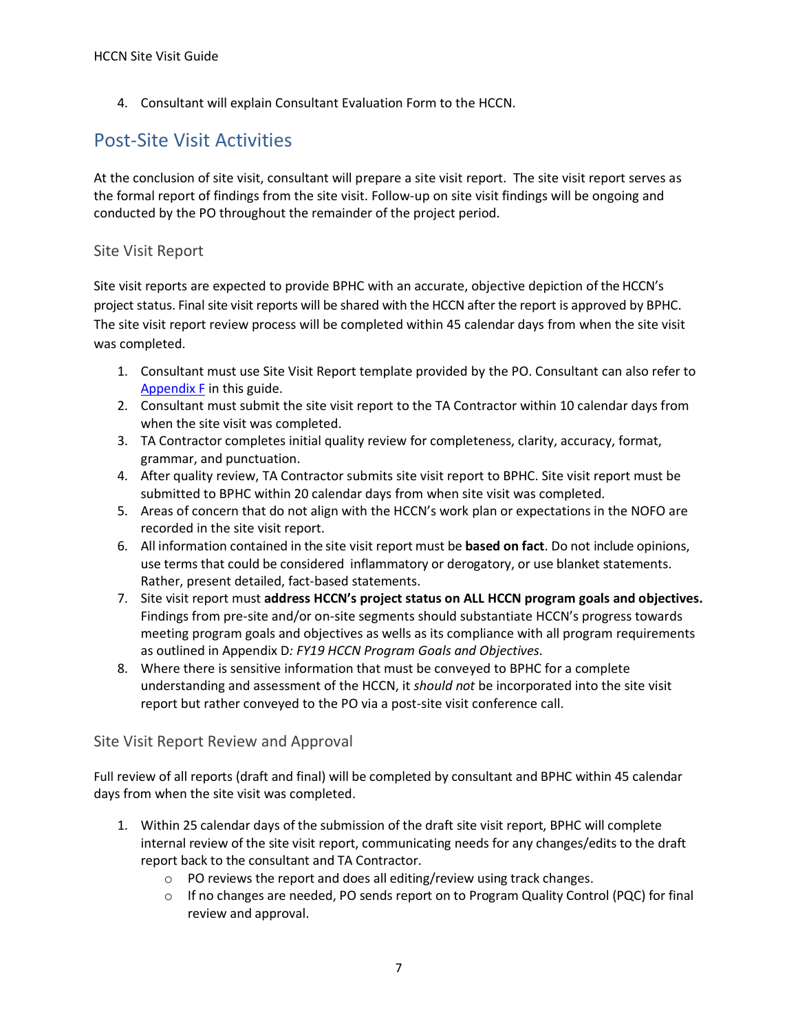4. Consultant will explain Consultant Evaluation Form to the HCCN.

## Post-Site Visit Activities

At the conclusion of site visit, consultant will prepare a site visit report. The site visit report serves as the formal report of findings from the site visit. Follow-up on site visit findings will be ongoing and conducted by the PO throughout the remainder of the project period.

### Site Visit Report

Site visit reports are expected to provide BPHC with an accurate, objective depiction of the HCCN's project status. Final site visit reports will be shared with the HCCN after the report is approved by BPHC. The site visit report review process will be completed within 45 calendar days from when the site visit was completed.

1. Consultant must use Site Visit Report template provided by the PO. Consultant can also refer to Appendix F in this guide.
2. Consultant must submit the site visit report to the TA Contractor within 10 calendar days from when the site visit was completed.
3. TA Contractor completes initial quality review for completeness, clarity, accuracy, format, grammar, and punctuation.
4. After quality review, TA Contractor submits site visit report to BPHC. Site visit report must be submitted to BPHC within 20 calendar days from when site visit was completed.
5. Areas of concern that do not align with the HCCN's work plan or expectations in the NOFO are recorded in the site visit report.
6. All information contained in the site visit report must be **based on fact**. Do not include opinions, use terms that could be considered inflammatory or derogatory, or use blanket statements. Rather, present detailed, fact-based statements.
7. Site visit report must **address HCCN's project status on ALL HCCN program goals and objectives.** Findings from pre-site and/or on-site segments should substantiate HCCN's progress towards meeting program goals and objectives as wells as its compliance with all program requirements as outlined in Appendix D*: FY19 HCCN Program Goals and Objectives.*
8. Where there is sensitive information that must be conveyed to BPHC for a complete understanding and assessment of the HCCN, it *should not* be incorporated into the site visit report but rather conveyed to the PO via a post-site visit conference call.

### Site Visit Report Review and Approval

Full review of all reports (draft and final) will be completed by consultant and BPHC within 45 calendar days from when the site visit was completed.

1. Within 25 calendar days of the submission of the draft site visit report, BPHC will complete internal review of the site visit report, communicating needs for any changes/edits to the draft report back to the consultant and TA Contractor.
   - PO reviews the report and does all editing/review using track changes.
   - If no changes are needed, PO sends report on to Program Quality Control (PQC) for final review and approval.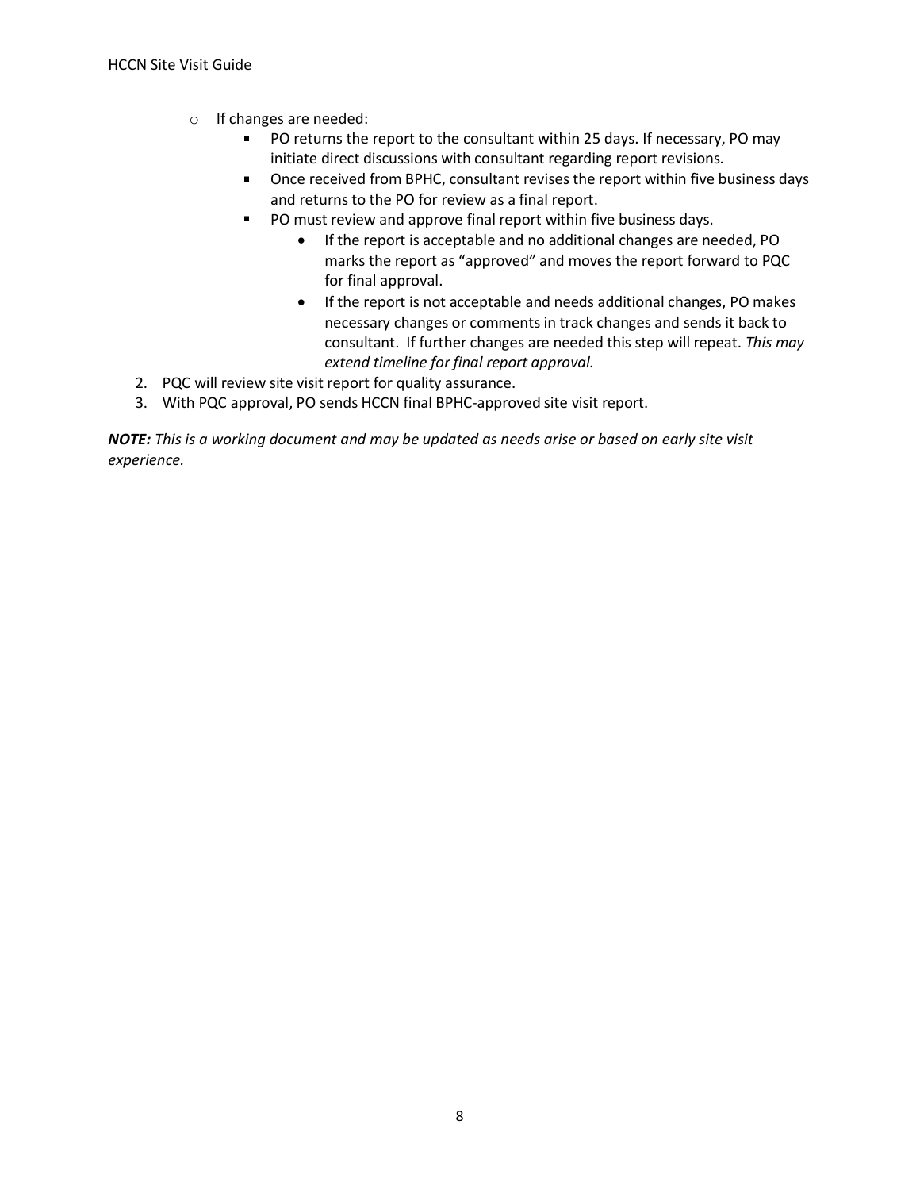- If changes are needed:
  - PO returns the report to the consultant within 25 days. If necessary, PO may initiate direct discussions with consultant regarding report revisions.
  - Once received from BPHC, consultant revises the report within five business days and returns to the PO for review as a final report.
  - PO must review and approve final report within five business days.
    - If the report is acceptable and no additional changes are needed, PO marks the report as "approved" and moves the report forward to PQC for final approval.
    - If the report is not acceptable and needs additional changes, PO makes necessary changes or comments in track changes and sends it back to consultant. If further changes are needed this step will repeat. *This may extend timeline for final report approval.*

2. PQC will review site visit report for quality assurance.
3. With PQC approval, PO sends HCCN final BPHC-approved site visit report.

***NOTE:*** *This is a working document and may be updated as needs arise or based on early site visit experience.*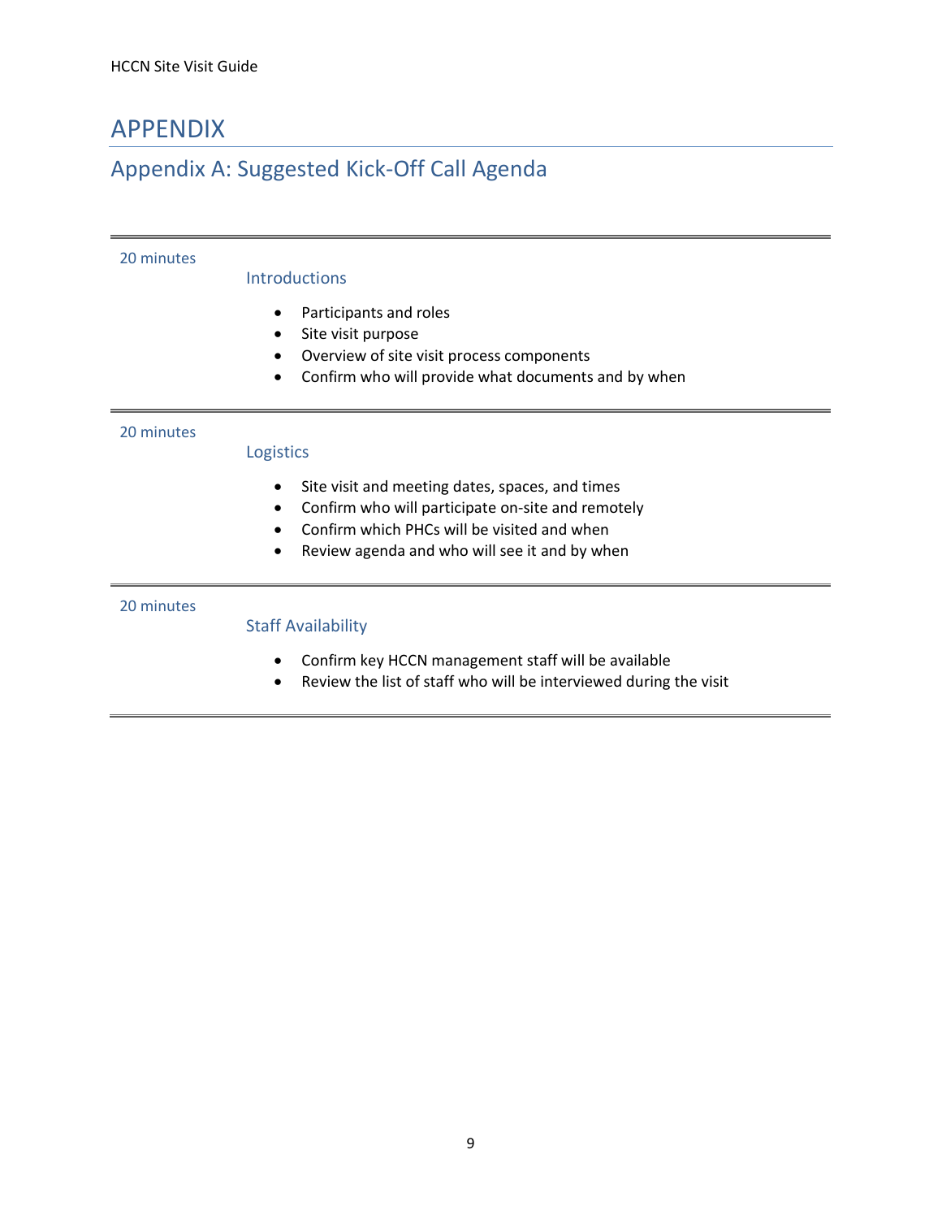# APPENDIX

## Appendix A: Suggested Kick-Off Call Agenda

| | |
|---|---|
| 20 minutes | **Introductions**<br>• Participants and roles<br>• Site visit purpose<br>• Overview of site visit process components<br>• Confirm who will provide what documents and by when |
| 20 minutes | **Logistics**<br>• Site visit and meeting dates, spaces, and times<br>• Confirm who will participate on-site and remotely<br>• Confirm which PHCs will be visited and when<br>• Review agenda and who will see it and by when |
| 20 minutes | **Staff Availability**<br>• Confirm key HCCN management staff will be available<br>• Review the list of staff who will be interviewed during the visit |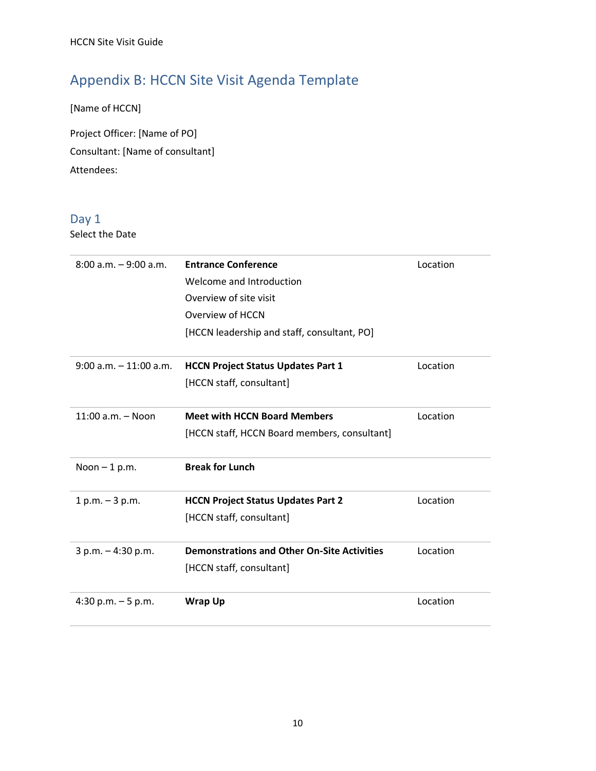## Appendix B: HCCN Site Visit Agenda Template

[Name of HCCN]

Project Officer: [Name of PO]

Consultant: [Name of consultant]

Attendees:

### Day 1

Select the Date

| Time | Activity | Location |
|---|---|---|
| 8:00 a.m. – 9:00 a.m. | **Entrance Conference**<br>Welcome and Introduction<br>Overview of site visit<br>Overview of HCCN<br>[HCCN leadership and staff, consultant, PO] | Location |
| 9:00 a.m. – 11:00 a.m. | **HCCN Project Status Updates Part 1**<br>[HCCN staff, consultant] | Location |
| 11:00 a.m. – Noon | **Meet with HCCN Board Members**<br>[HCCN staff, HCCN Board members, consultant] | Location |
| Noon – 1 p.m. | **Break for Lunch** | |
| 1 p.m. – 3 p.m. | **HCCN Project Status Updates Part 2**<br>[HCCN staff, consultant] | Location |
| 3 p.m. – 4:30 p.m. | **Demonstrations and Other On-Site Activities**<br>[HCCN staff, consultant] | Location |
| 4:30 p.m. – 5 p.m. | **Wrap Up** | Location |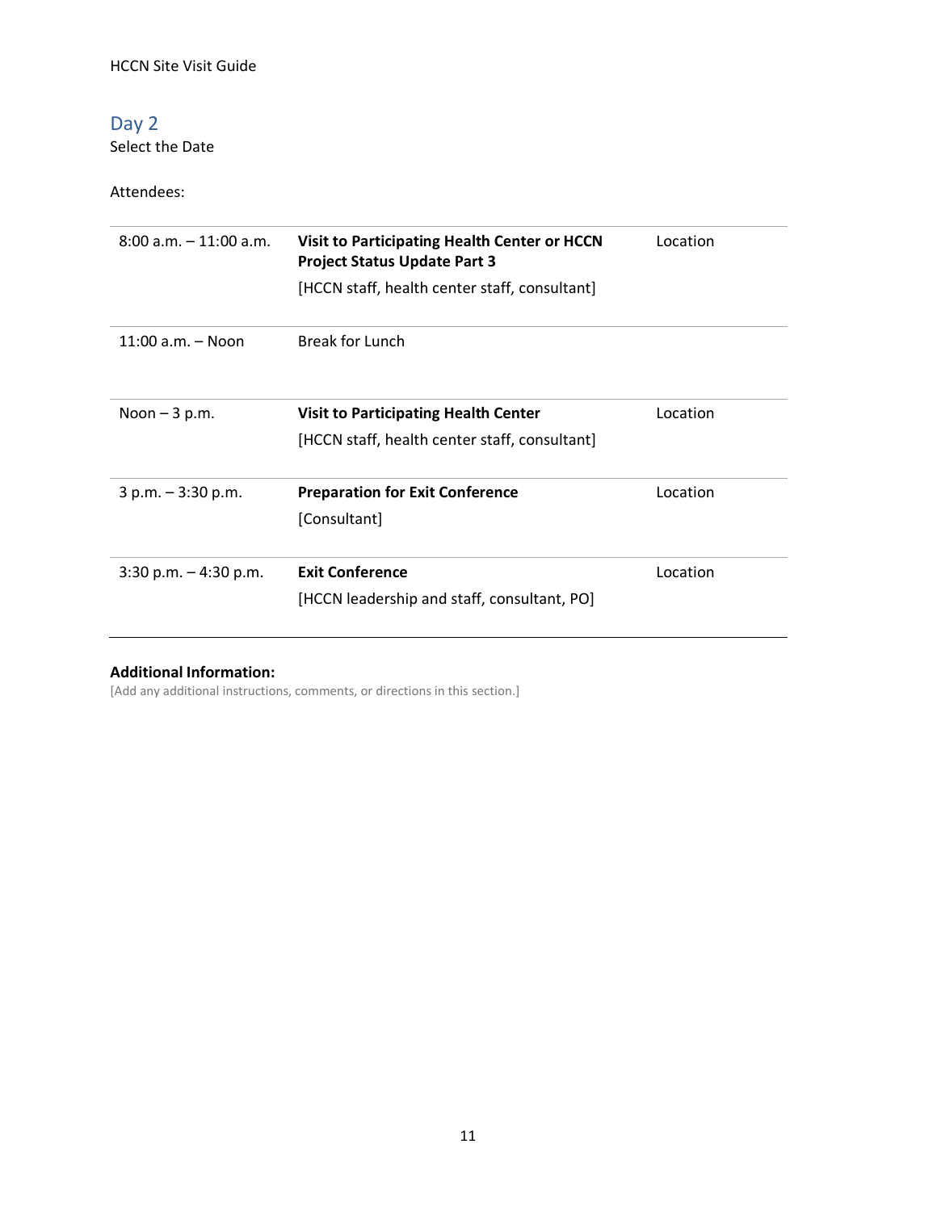## Day 2

Select the Date

Attendees:

| Time | Activity | Location |
|---|---|---|
| 8:00 a.m. – 11:00 a.m. | **Visit to Participating Health Center or HCCN Project Status Update Part 3**<br>[HCCN staff, health center staff, consultant] | Location |
| 11:00 a.m. – Noon | Break for Lunch | |
| Noon – 3 p.m. | **Visit to Participating Health Center**<br>[HCCN staff, health center staff, consultant] | Location |
| 3 p.m. – 3:30 p.m. | **Preparation for Exit Conference**<br>[Consultant] | Location |
| 3:30 p.m. – 4:30 p.m. | **Exit Conference**<br>[HCCN leadership and staff, consultant, PO] | Location |

**Additional Information:**

[Add any additional instructions, comments, or directions in this section.]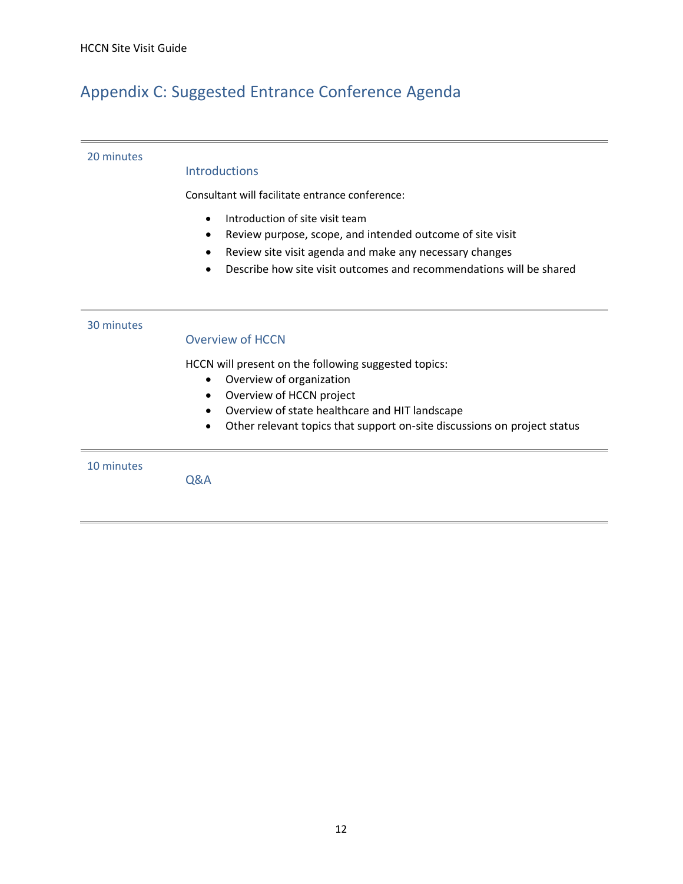# Appendix C: Suggested Entrance Conference Agenda

---

20 minutes

### Introductions

Consultant will facilitate entrance conference:

- Introduction of site visit team
- Review purpose, scope, and intended outcome of site visit
- Review site visit agenda and make any necessary changes
- Describe how site visit outcomes and recommendations will be shared

---

30 minutes

### Overview of HCCN

HCCN will present on the following suggested topics:

- Overview of organization
- Overview of HCCN project
- Overview of state healthcare and HIT landscape
- Other relevant topics that support on-site discussions on project status

---

10 minutes

### Q&A

---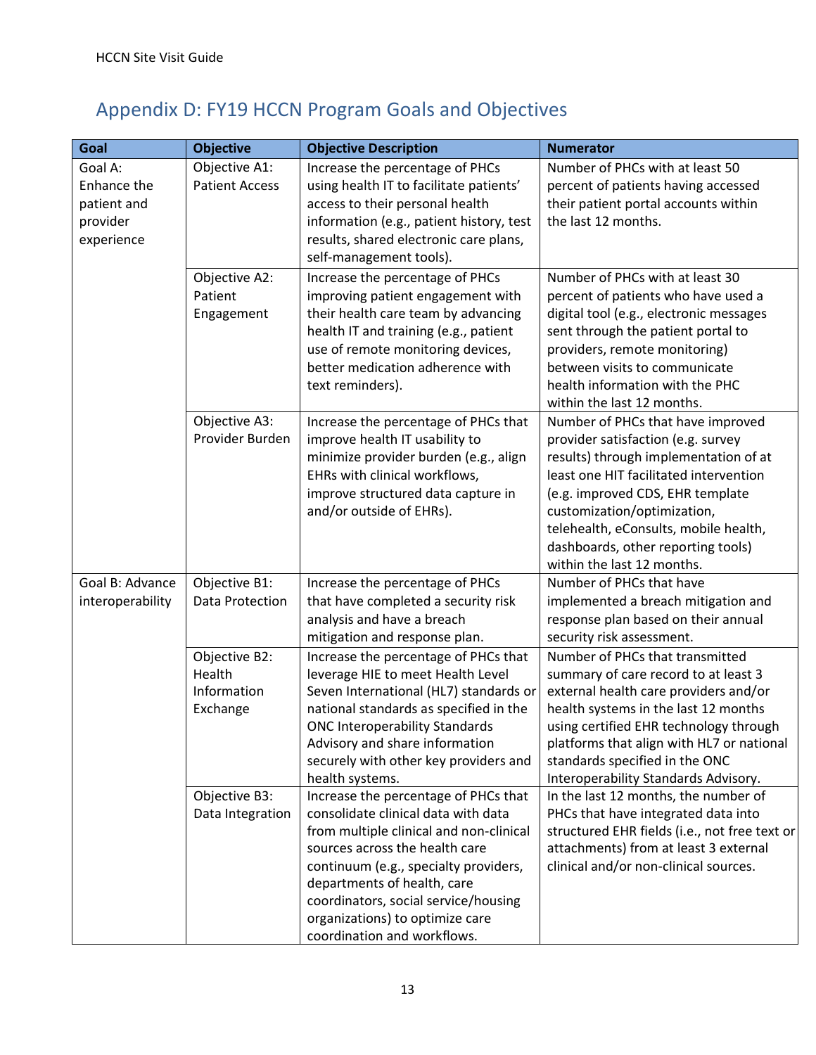## Appendix D: FY19 HCCN Program Goals and Objectives

| Goal | Objective | Objective Description | Numerator |
|---|---|---|---|
| Goal A: Enhance the patient and provider experience | Objective A1: Patient Access | Increase the percentage of PHCs using health IT to facilitate patients' access to their personal health information (e.g., patient history, test results, shared electronic care plans, self-management tools). | Number of PHCs with at least 50 percent of patients having accessed their patient portal accounts within the last 12 months. |
| | Objective A2: Patient Engagement | Increase the percentage of PHCs improving patient engagement with their health care team by advancing health IT and training (e.g., patient use of remote monitoring devices, better medication adherence with text reminders). | Number of PHCs with at least 30 percent of patients who have used a digital tool (e.g., electronic messages sent through the patient portal to providers, remote monitoring) between visits to communicate health information with the PHC within the last 12 months. |
| | Objective A3: Provider Burden | Increase the percentage of PHCs that improve health IT usability to minimize provider burden (e.g., align EHRs with clinical workflows, improve structured data capture in and/or outside of EHRs). | Number of PHCs that have improved provider satisfaction (e.g. survey results) through implementation of at least one HIT facilitated intervention (e.g. improved CDS, EHR template customization/optimization, telehealth, eConsults, mobile health, dashboards, other reporting tools) within the last 12 months. |
| Goal B: Advance interoperability | Objective B1: Data Protection | Increase the percentage of PHCs that have completed a security risk analysis and have a breach mitigation and response plan. | Number of PHCs that have implemented a breach mitigation and response plan based on their annual security risk assessment. |
| | Objective B2: Health Information Exchange | Increase the percentage of PHCs that leverage HIE to meet Health Level Seven International (HL7) standards or national standards as specified in the ONC Interoperability Standards Advisory and share information securely with other key providers and health systems. | Number of PHCs that transmitted summary of care record to at least 3 external health care providers and/or health systems in the last 12 months using certified EHR technology through platforms that align with HL7 or national standards specified in the ONC Interoperability Standards Advisory. |
| | Objective B3: Data Integration | Increase the percentage of PHCs that consolidate clinical data with data from multiple clinical and non-clinical sources across the health care continuum (e.g., specialty providers, departments of health, care coordinators, social service/housing organizations) to optimize care coordination and workflows. | In the last 12 months, the number of PHCs that have integrated data into structured EHR fields (i.e., not free text or attachments) from at least 3 external clinical and/or non-clinical sources. |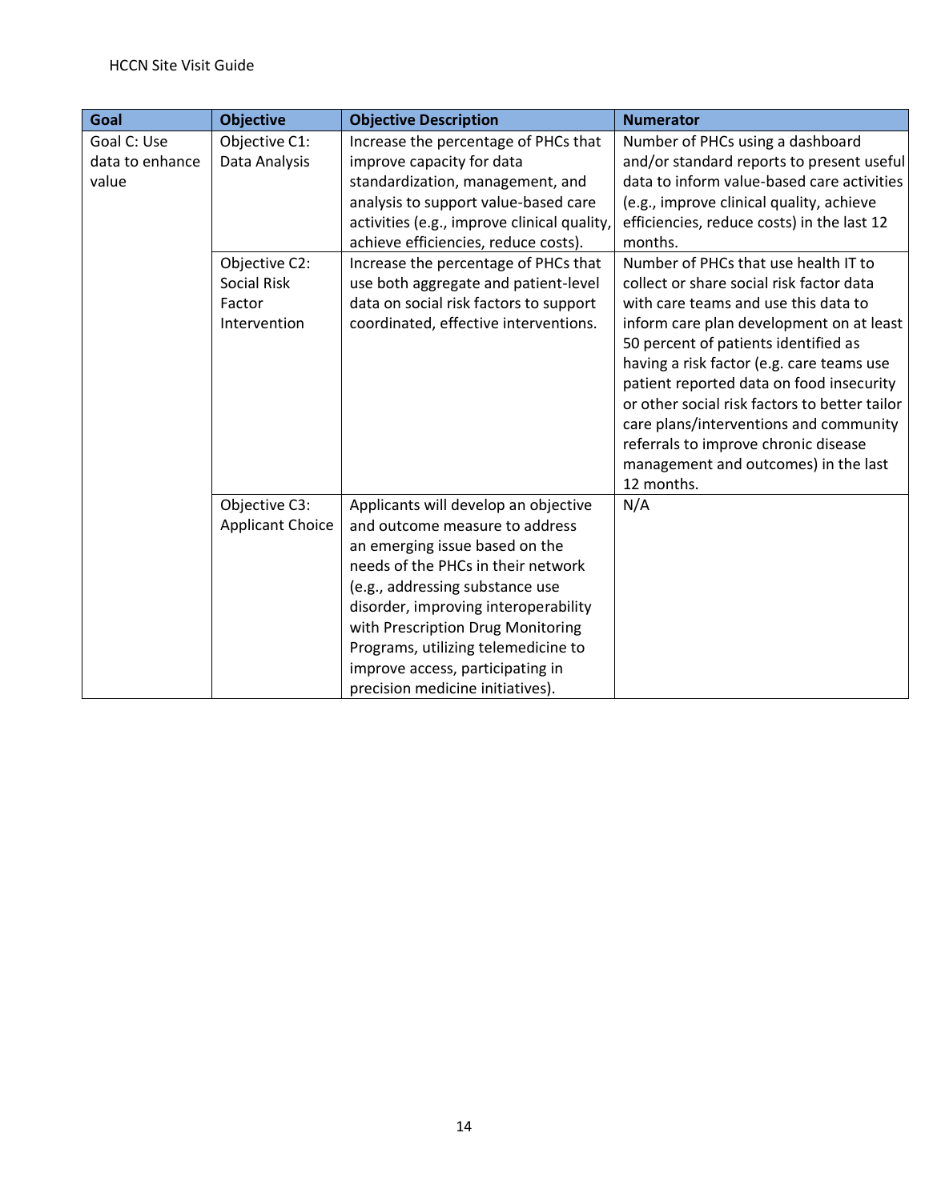| Goal | Objective | Objective Description | Numerator |
| --- | --- | --- | --- |
| Goal C: Use data to enhance value | Objective C1: Data Analysis | Increase the percentage of PHCs that improve capacity for data standardization, management, and analysis to support value-based care activities (e.g., improve clinical quality, achieve efficiencies, reduce costs). | Number of PHCs using a dashboard and/or standard reports to present useful data to inform value-based care activities (e.g., improve clinical quality, achieve efficiencies, reduce costs) in the last 12 months. |
| | Objective C2: Social Risk Factor Intervention | Increase the percentage of PHCs that use both aggregate and patient-level data on social risk factors to support coordinated, effective interventions. | Number of PHCs that use health IT to collect or share social risk factor data with care teams and use this data to inform care plan development on at least 50 percent of patients identified as having a risk factor (e.g. care teams use patient reported data on food insecurity or other social risk factors to better tailor care plans/interventions and community referrals to improve chronic disease management and outcomes) in the last 12 months. |
| | Objective C3: Applicant Choice | Applicants will develop an objective and outcome measure to address an emerging issue based on the needs of the PHCs in their network (e.g., addressing substance use disorder, improving interoperability with Prescription Drug Monitoring Programs, utilizing telemedicine to improve access, participating in precision medicine initiatives). | N/A |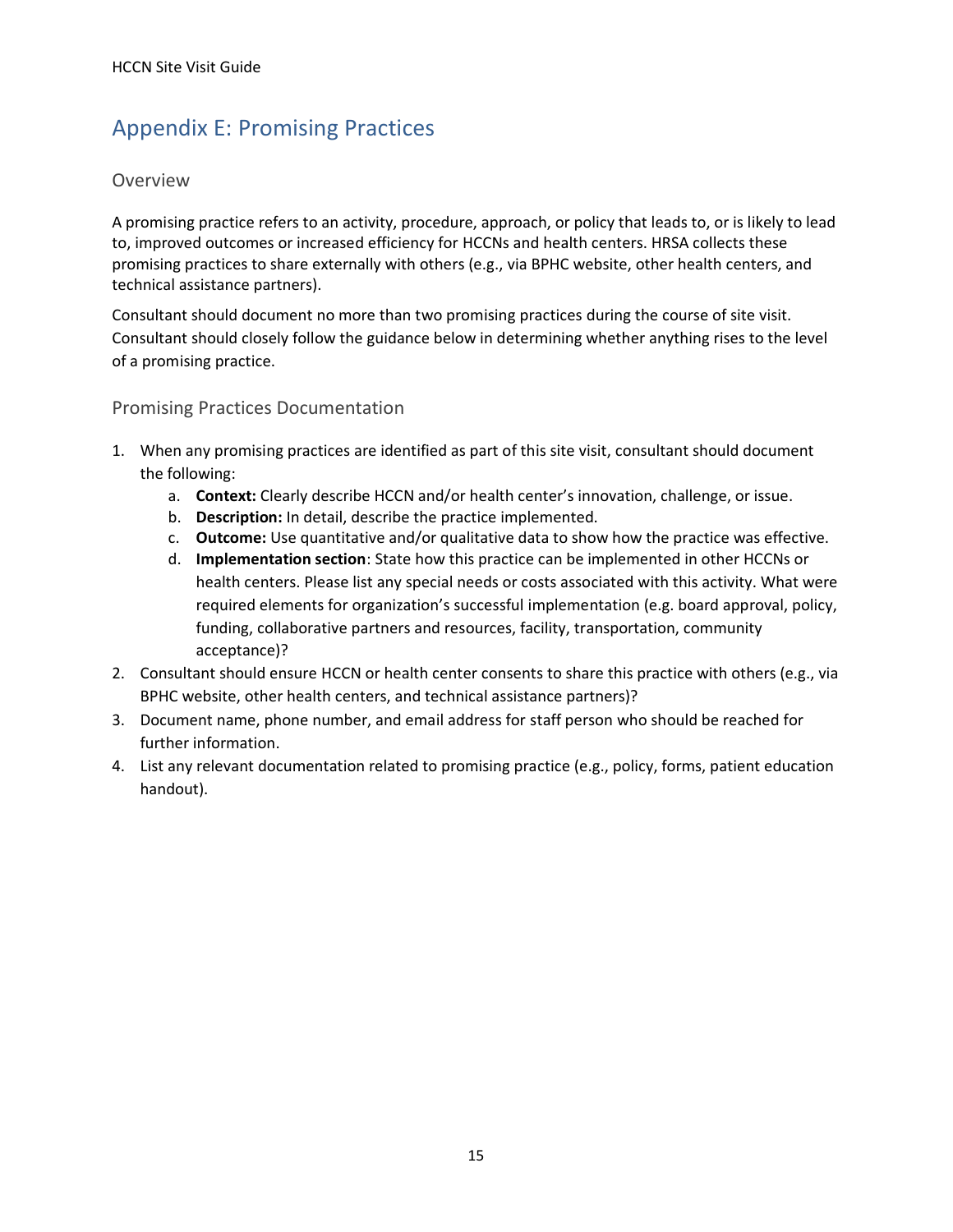# Appendix E: Promising Practices

## Overview

A promising practice refers to an activity, procedure, approach, or policy that leads to, or is likely to lead to, improved outcomes or increased efficiency for HCCNs and health centers. HRSA collects these promising practices to share externally with others (e.g., via BPHC website, other health centers, and technical assistance partners).

Consultant should document no more than two promising practices during the course of site visit. Consultant should closely follow the guidance below in determining whether anything rises to the level of a promising practice.

## Promising Practices Documentation

1. When any promising practices are identified as part of this site visit, consultant should document the following:
   a. **Context:** Clearly describe HCCN and/or health center's innovation, challenge, or issue.
   b. **Description:** In detail, describe the practice implemented.
   c. **Outcome:** Use quantitative and/or qualitative data to show how the practice was effective.
   d. **Implementation section**: State how this practice can be implemented in other HCCNs or health centers. Please list any special needs or costs associated with this activity. What were required elements for organization's successful implementation (e.g. board approval, policy, funding, collaborative partners and resources, facility, transportation, community acceptance)?
2. Consultant should ensure HCCN or health center consents to share this practice with others (e.g., via BPHC website, other health centers, and technical assistance partners)?
3. Document name, phone number, and email address for staff person who should be reached for further information.
4. List any relevant documentation related to promising practice (e.g., policy, forms, patient education handout).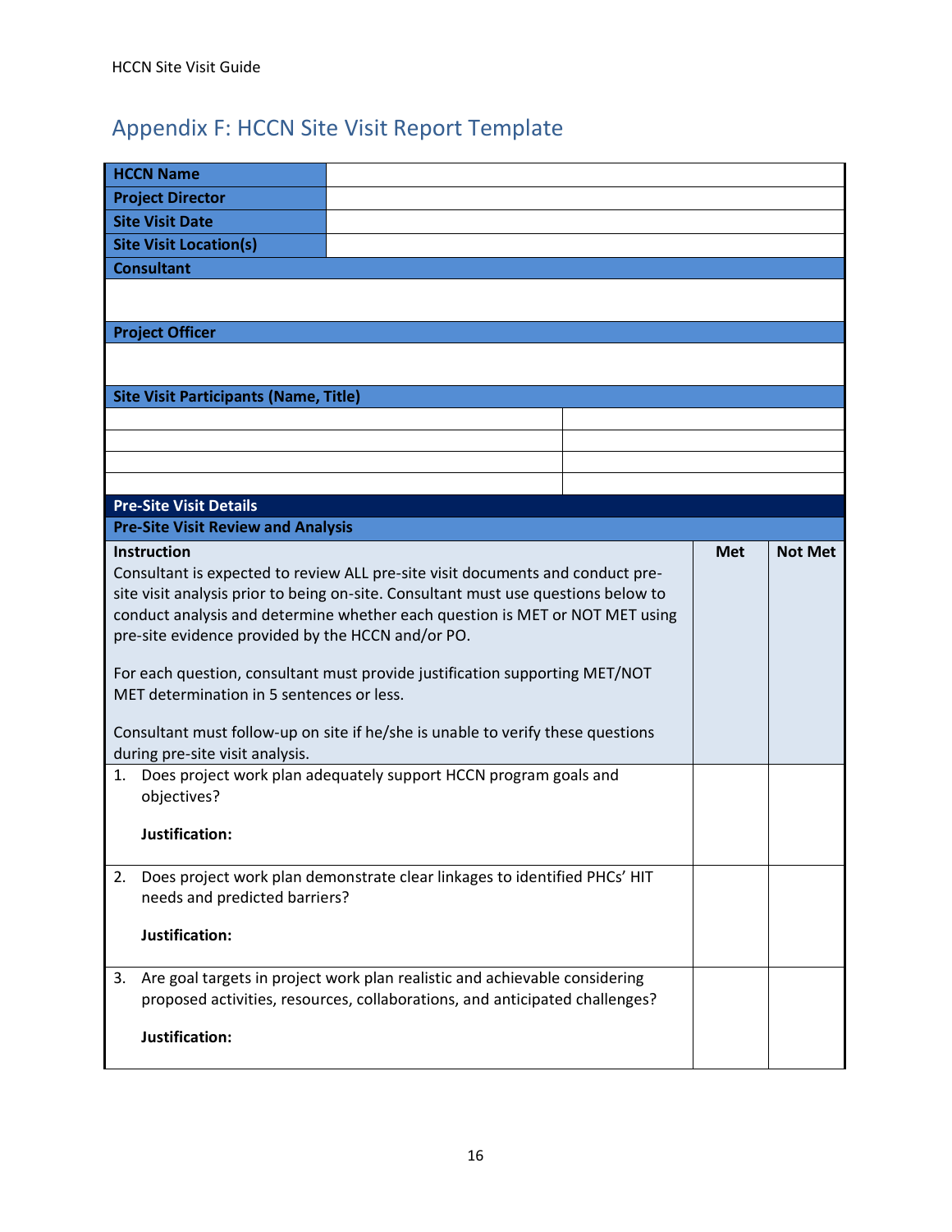## Appendix F: HCCN Site Visit Report Template

| **HCCN Name** | |
|---|---|
| **Project Director** | |
| **Site Visit Date** | |
| **Site Visit Location(s)** | |
| **Consultant** | |
| | |
| **Project Officer** | |
| | |

| **Site Visit Participants (Name, Title)** | |
|---|---|
| | |
| | |
| | |
| | |

| **Pre-Site Visit Details** | | |
|---|---|---|
| **Pre-Site Visit Review and Analysis** | | |
| **Instruction**<br>Consultant is expected to review ALL pre-site visit documents and conduct pre-site visit analysis prior to being on-site. Consultant must use questions below to conduct analysis and determine whether each question is MET or NOT MET using pre-site evidence provided by the HCCN and/or PO.<br><br>For each question, consultant must provide justification supporting MET/NOT MET determination in 5 sentences or less.<br><br>Consultant must follow-up on site if he/she is unable to verify these questions during pre-site visit analysis. | **Met** | **Not Met** |
| 1. Does project work plan adequately support HCCN program goals and objectives?<br><br>**Justification:** | | |
| 2. Does project work plan demonstrate clear linkages to identified PHCs' HIT needs and predicted barriers?<br><br>**Justification:** | | |
| 3. Are goal targets in project work plan realistic and achievable considering proposed activities, resources, collaborations, and anticipated challenges?<br><br>**Justification:** | | |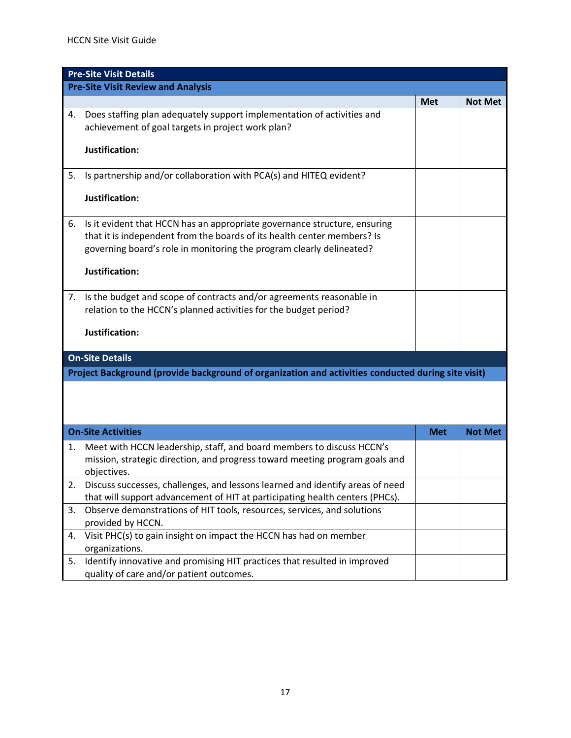| Pre-Site Visit Details | | |
|---|---|---|
| **Pre-Site Visit Review and Analysis** | | |
| | **Met** | **Not Met** |
| 4. Does staffing plan adequately support implementation of activities and achievement of goal targets in project work plan?<br><br>**Justification:** | | |
| 5. Is partnership and/or collaboration with PCA(s) and HITEQ evident?<br><br>**Justification:** | | |
| 6. Is it evident that HCCN has an appropriate governance structure, ensuring that it is independent from the boards of its health center members? Is governing board's role in monitoring the program clearly delineated?<br><br>**Justification:** | | |
| 7. Is the budget and scope of contracts and/or agreements reasonable in relation to the HCCN's planned activities for the budget period?<br><br>**Justification:** | | |

| On-Site Details | | |
|---|---|---|
| **Project Background (provide background of organization and activities conducted during site visit)** | | |
| | | |
| **On-Site Activities** | **Met** | **Not Met** |
| 1. Meet with HCCN leadership, staff, and board members to discuss HCCN's mission, strategic direction, and progress toward meeting program goals and objectives. | | |
| 2. Discuss successes, challenges, and lessons learned and identify areas of need that will support advancement of HIT at participating health centers (PHCs). | | |
| 3. Observe demonstrations of HIT tools, resources, services, and solutions provided by HCCN. | | |
| 4. Visit PHC(s) to gain insight on impact the HCCN has had on member organizations. | | |
| 5. Identify innovative and promising HIT practices that resulted in improved quality of care and/or patient outcomes. | | |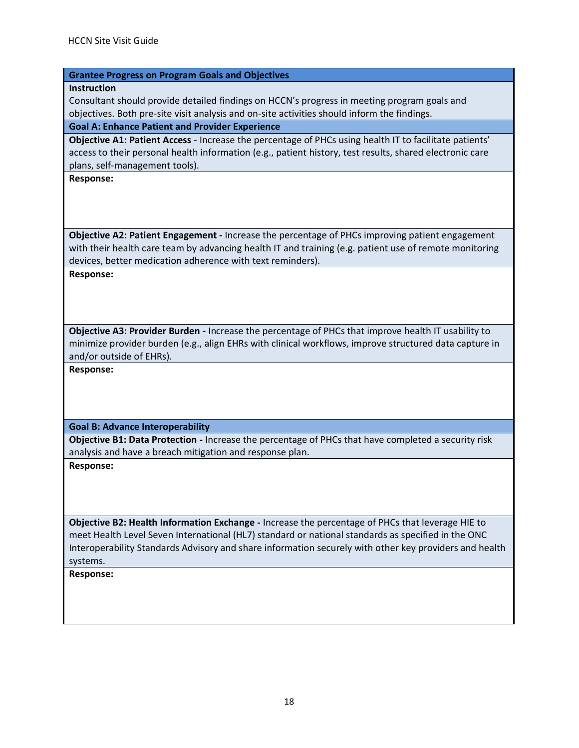| **Grantee Progress on Program Goals and Objectives** |
| --- |
| **Instruction**<br>Consultant should provide detailed findings on HCCN's progress in meeting program goals and objectives. Both pre-site visit analysis and on-site activities should inform the findings. |
| **Goal A: Enhance Patient and Provider Experience** |
| **Objective A1: Patient Access** - Increase the percentage of PHCs using health IT to facilitate patients' access to their personal health information (e.g., patient history, test results, shared electronic care plans, self-management tools). |
| **Response:** |
| **Objective A2: Patient Engagement -** Increase the percentage of PHCs improving patient engagement with their health care team by advancing health IT and training (e.g. patient use of remote monitoring devices, better medication adherence with text reminders). |
| **Response:** |
| **Objective A3: Provider Burden -** Increase the percentage of PHCs that improve health IT usability to minimize provider burden (e.g., align EHRs with clinical workflows, improve structured data capture in and/or outside of EHRs). |
| **Response:** |
| **Goal B: Advance Interoperability** |
| **Objective B1: Data Protection -** Increase the percentage of PHCs that have completed a security risk analysis and have a breach mitigation and response plan. |
| **Response:** |
| **Objective B2: Health Information Exchange -** Increase the percentage of PHCs that leverage HIE to meet Health Level Seven International (HL7) standard or national standards as specified in the ONC Interoperability Standards Advisory and share information securely with other key providers and health systems. |
| **Response:** |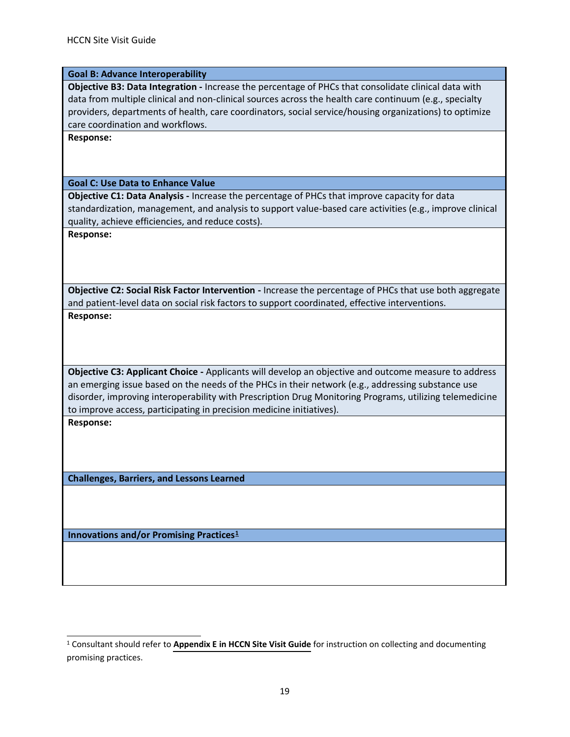| Goal B: Advance Interoperability |
| --- |
| **Objective B3: Data Integration -** Increase the percentage of PHCs that consolidate clinical data with data from multiple clinical and non-clinical sources across the health care continuum (e.g., specialty providers, departments of health, care coordinators, social service/housing organizations) to optimize care coordination and workflows. |
| **Response:** |
| **Goal C: Use Data to Enhance Value** |
| **Objective C1: Data Analysis -** Increase the percentage of PHCs that improve capacity for data standardization, management, and analysis to support value-based care activities (e.g., improve clinical quality, achieve efficiencies, and reduce costs). |
| **Response:** |
| **Objective C2: Social Risk Factor Intervention -** Increase the percentage of PHCs that use both aggregate and patient-level data on social risk factors to support coordinated, effective interventions. |
| **Response:** |
| **Objective C3: Applicant Choice -** Applicants will develop an objective and outcome measure to address an emerging issue based on the needs of the PHCs in their network (e.g., addressing substance use disorder, improving interoperability with Prescription Drug Monitoring Programs, utilizing telemedicine to improve access, participating in precision medicine initiatives). |
| **Response:** |
| **Challenges, Barriers, and Lessons Learned** |
| |
| **Innovations and/or Promising Practices[1]** |
| |

[1] Consultant should refer to **Appendix E in HCCN Site Visit Guide** for instruction on collecting and documenting promising practices.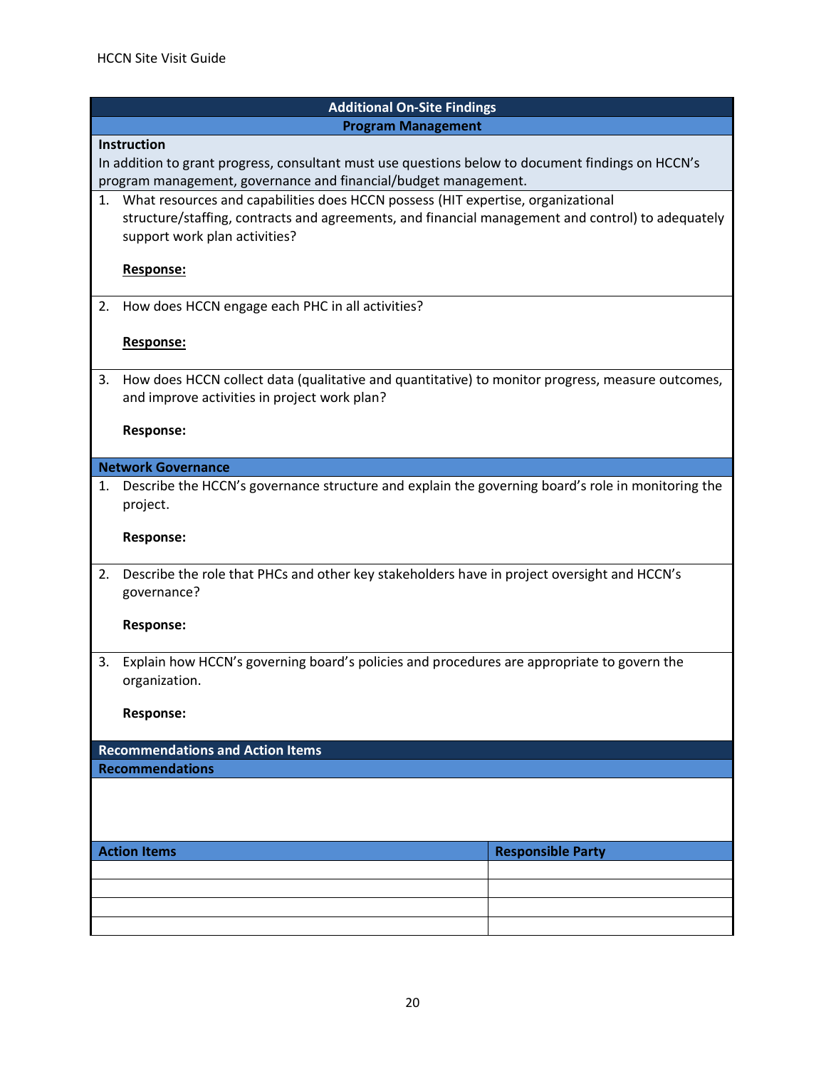## Additional On-Site Findings

### Program Management

**Instruction**
In addition to grant progress, consultant must use questions below to document findings on HCCN's program management, governance and financial/budget management.

1. What resources and capabilities does HCCN possess (HIT expertise, organizational structure/staffing, contracts and agreements, and financial management and control) to adequately support work plan activities?

   **Response:**

2. How does HCCN engage each PHC in all activities?

   **Response:**

3. How does HCCN collect data (qualitative and quantitative) to monitor progress, measure outcomes, and improve activities in project work plan?

   **Response:**

### Network Governance

1. Describe the HCCN's governance structure and explain the governing board's role in monitoring the project.

   **Response:**

2. Describe the role that PHCs and other key stakeholders have in project oversight and HCCN's governance?

   **Response:**

3. Explain how HCCN's governing board's policies and procedures are appropriate to govern the organization.

   **Response:**

## Recommendations and Action Items

### Recommendations

| Action Items | Responsible Party |
| --- | --- |
| | |
| | |
| | |
| | |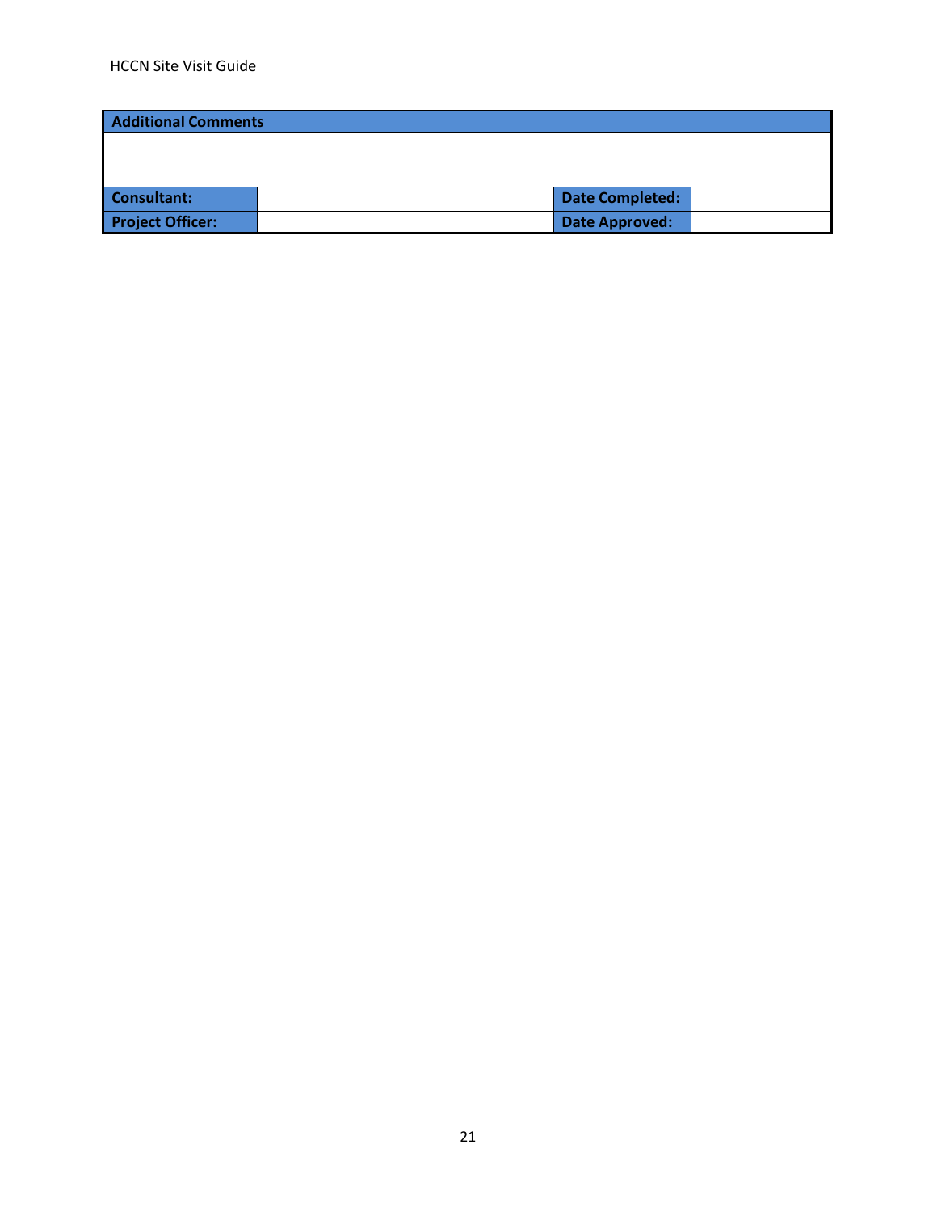| Additional Comments | | | |
| --- | --- | --- | --- |
| | | | |
| **Consultant:** | | **Date Completed:** | |
| **Project Officer:** | | **Date Approved:** | |